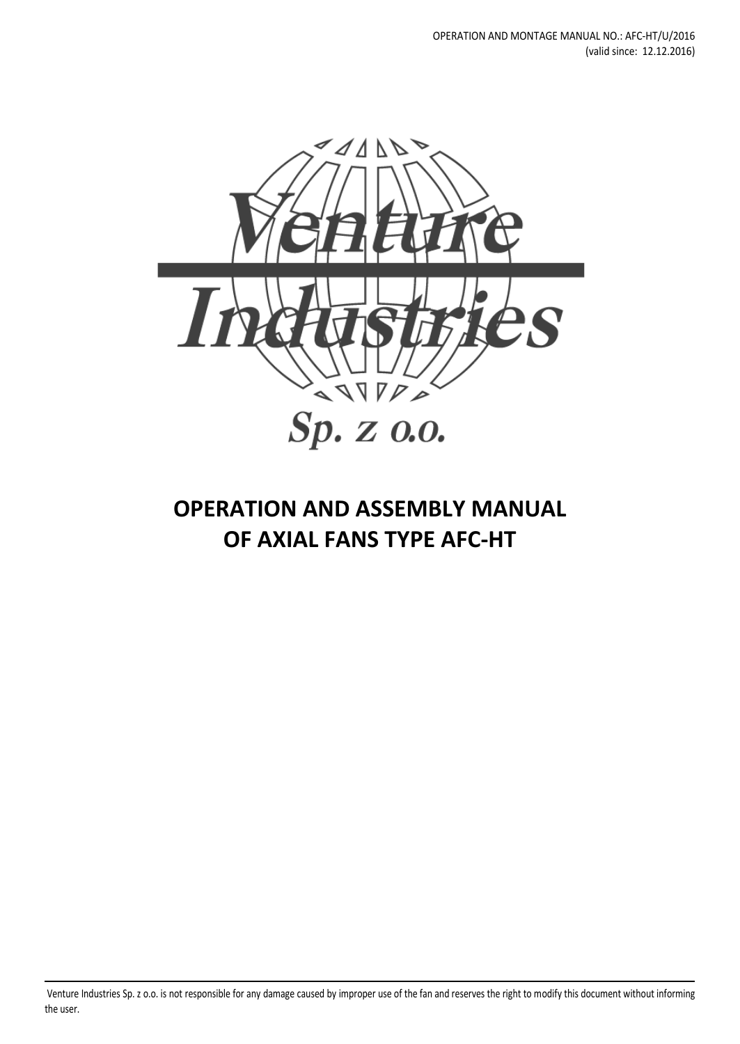OPERATION AND MONTAGE MANUAL NO.: AFC-HT/U/2016
(valid since: 12.12.2016)

Venture Industries

Sp. z o.o.

# OPERATION AND ASSEMBLY MANUAL OF AXIAL FANS TYPE AFC-HT

Venture Industries Sp. z o.o. is not responsible for any damage caused by improper use of the fan and reserves the right to modify this document without informing the user.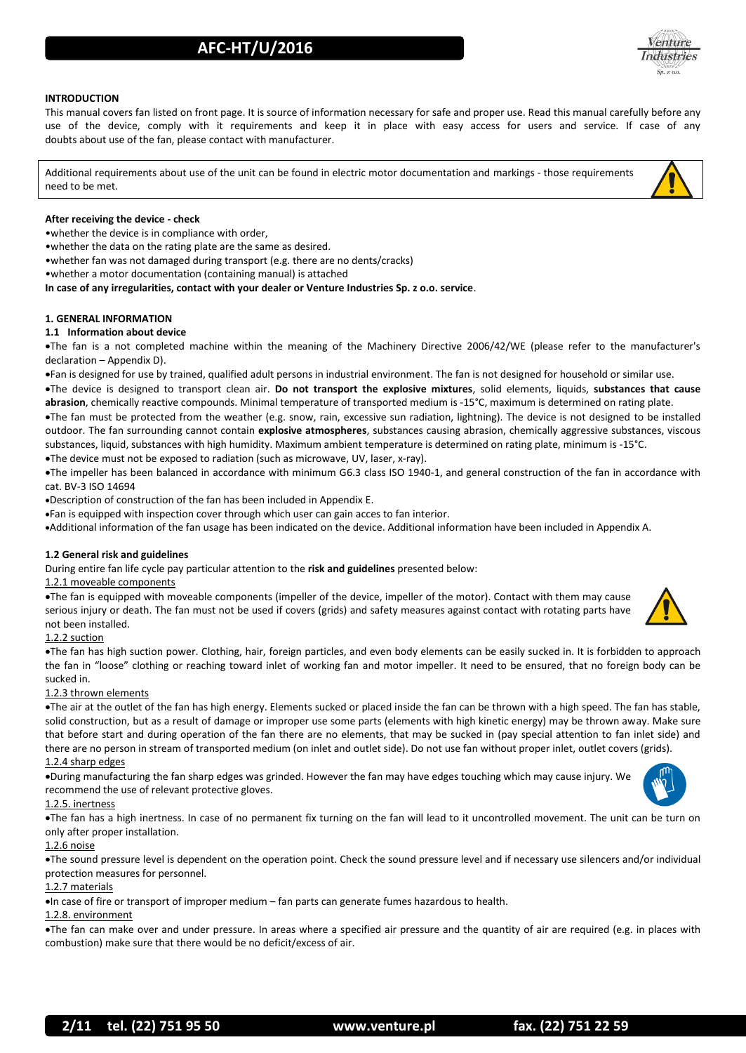**INTRODUCTION**

This manual covers fan listed on front page. It is source of information necessary for safe and proper use. Read this manual carefully before any use of the device, comply with it requirements and keep it in place with easy access for users and service. If case of any doubts about use of the fan, please contact with manufacturer.

Additional requirements about use of the unit can be found in electric motor documentation and markings - those requirements need to be met.

**After receiving the device - check**

- whether the device is in compliance with order,
- whether the data on the rating plate are the same as desired.
- whether fan was not damaged during transport (e.g. there are no dents/cracks)
- whether a motor documentation (containing manual) is attached

**In case of any irregularities, contact with your dealer or Venture Industries Sp. z o.o. service**.

## 1. GENERAL INFORMATION

### 1.1 Information about device

- The fan is a not completed machine within the meaning of the Machinery Directive 2006/42/WE (please refer to the manufacturer's declaration – Appendix D).
- Fan is designed for use by trained, qualified adult persons in industrial environment. The fan is not designed for household or similar use.
- The device is designed to transport clean air. **Do not transport the explosive mixtures**, solid elements, liquids, **substances that cause abrasion**, chemically reactive compounds. Minimal temperature of transported medium is -15°C, maximum is determined on rating plate.
- The fan must be protected from the weather (e.g. snow, rain, excessive sun radiation, lightning). The device is not designed to be installed outdoor. The fan surrounding cannot contain **explosive atmospheres**, substances causing abrasion, chemically aggressive substances, viscous substances, liquid, substances with high humidity. Maximum ambient temperature is determined on rating plate, minimum is -15°C.
- The device must not be exposed to radiation (such as microwave, UV, laser, x-ray).
- The impeller has been balanced in accordance with minimum G6.3 class ISO 1940-1, and general construction of the fan in accordance with cat. BV-3 ISO 14694
- Description of construction of the fan has been included in Appendix E.
- Fan is equipped with inspection cover through which user can gain acces to fan interior.
- Additional information of the fan usage has been indicated on the device. Additional information have been included in Appendix A.

### 1.2 General risk and guidelines

During entire fan life cycle pay particular attention to the **risk and guidelines** presented below:

1.2.1 moveable components

- The fan is equipped with moveable components (impeller of the device, impeller of the motor). Contact with them may cause serious injury or death. The fan must not be used if covers (grids) and safety measures against contact with rotating parts have not been installed.

1.2.2 suction

- The fan has high suction power. Clothing, hair, foreign particles, and even body elements can be easily sucked in. It is forbidden to approach the fan in "loose" clothing or reaching toward inlet of working fan and motor impeller. It need to be ensured, that no foreign body can be sucked in.

1.2.3 thrown elements

- The air at the outlet of the fan has high energy. Elements sucked or placed inside the fan can be thrown with a high speed. The fan has stable, solid construction, but as a result of damage or improper use some parts (elements with high kinetic energy) may be thrown away. Make sure that before start and during operation of the fan there are no elements, that may be sucked in (pay special attention to fan inlet side) and there are no person in stream of transported medium (on inlet and outlet side). Do not use fan without proper inlet, outlet covers (grids).

1.2.4 sharp edges

- During manufacturing the fan sharp edges was grinded. However the fan may have edges touching which may cause injury. We recommend the use of relevant protective gloves.

1.2.5. inertness

- The fan has a high inertness. In case of no permanent fix turning on the fan will lead to it uncontrolled movement. The unit can be turn on only after proper installation.

1.2.6 noise

- The sound pressure level is dependent on the operation point. Check the sound pressure level and if necessary use silencers and/or individual protection measures for personnel.

1.2.7 materials

- In case of fire or transport of improper medium – fan parts can generate fumes hazardous to health.

1.2.8. environment

- The fan can make over and under pressure. In areas where a specified air pressure and the quantity of air are required (e.g. in places with combustion) make sure that there would be no deficit/excess of air.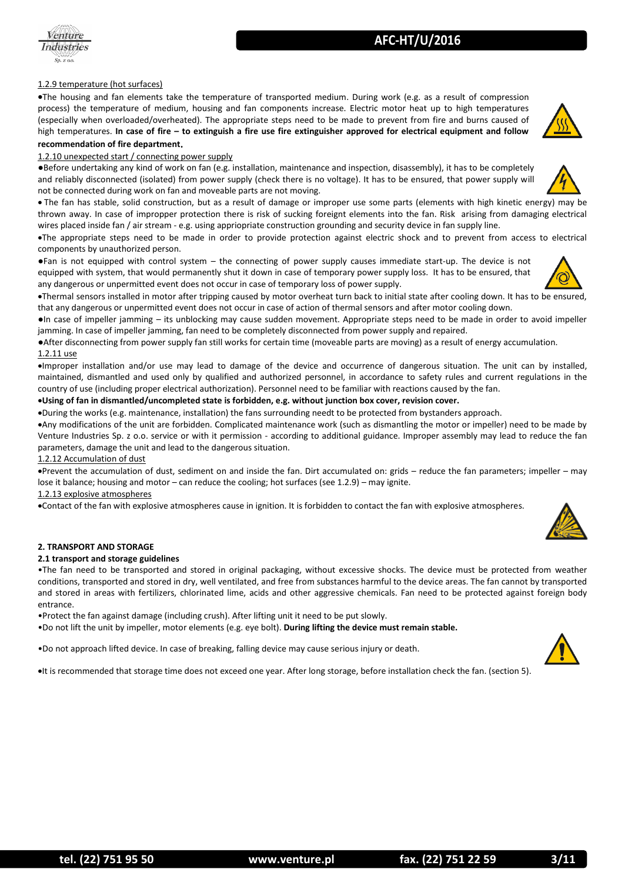1.2.9 temperature (hot surfaces)

- The housing and fan elements take the temperature of transported medium. During work (e.g. as a result of compression process) the temperature of medium, housing and fan components increase. Electric motor heat up to high temperatures (especially when overloaded/overheated). The appropriate steps need to be made to prevent from fire and burns caused of high temperatures. **In case of fire – to extinguish a fire use fire extinguisher approved for electrical equipment and follow recommendation of fire department.**

1.2.10 unexpected start / connecting power supply

- Before undertaking any kind of work on fan (e.g. installation, maintenance and inspection, disassembly), it has to be completely and reliably disconnected (isolated) from power supply (check there is no voltage). It has to be ensured, that power supply will not be connected during work on fan and moveable parts are not moving.
- The fan has stable, solid construction, but as a result of damage or improper use some parts (elements with high kinetic energy) may be thrown away. In case of impropper protection there is risk of sucking foreignt elements into the fan. Risk arising from damaging electrical wires placed inside fan / air stream - e.g. using appriopriate construction grounding and security device in fan supply line.
- The appropriate steps need to be made in order to provide protection against electric shock and to prevent from access to electrical components by unauthorized person.
- Fan is not equipped with control system – the connecting of power supply causes immediate start-up. The device is not equipped with system, that would permanently shut it down in case of temporary power supply loss. It has to be ensured, that any dangerous or unpermitted event does not occur in case of temporary loss of power supply.
- Thermal sensors installed in motor after tripping caused by motor overheat turn back to initial state after cooling down. It has to be ensured, that any dangerous or unpermitted event does not occur in case of action of thermal sensors and after motor cooling down.
- In case of impeller jamming – its unblocking may cause sudden movement. Appropriate steps need to be made in order to avoid impeller jamming. In case of impeller jamming, fan need to be completely disconnected from power supply and repaired.
- After disconnecting from power supply fan still works for certain time (moveable parts are moving) as a result of energy accumulation.

1.2.11 use

- Improper installation and/or use may lead to damage of the device and occurrence of dangerous situation. The unit can by installed, maintained, dismantled and used only by qualified and authorized personnel, in accordance to safety rules and current regulations in the country of use (including proper electrical authorization). Personnel need to be familiar with reactions caused by the fan.
- **Using of fan in dismantled/uncompleted state is forbidden, e.g. without junction box cover, revision cover.**
- During the works (e.g. maintenance, installation) the fans surrounding needt to be protected from bystanders approach.
- Any modifications of the unit are forbidden. Complicated maintenance work (such as dismantling the motor or impeller) need to be made by Venture Industries Sp. z o.o. service or with it permission - according to additional guidance. Improper assembly may lead to reduce the fan parameters, damage the unit and lead to the dangerous situation.

1.2.12 Accumulation of dust

- Prevent the accumulation of dust, sediment on and inside the fan. Dirt accumulated on: grids – reduce the fan parameters; impeller – may lose it balance; housing and motor – can reduce the cooling; hot surfaces (see 1.2.9) – may ignite.

1.2.13 explosive atmospheres

- Contact of the fan with explosive atmospheres cause in ignition. It is forbidden to contact the fan with explosive atmospheres.

## 2. TRANSPORT AND STORAGE

### 2.1 transport and storage guidelines

- The fan need to be transported and stored in original packaging, without excessive shocks. The device must be protected from weather conditions, transported and stored in dry, well ventilated, and free from substances harmful to the device areas. The fan cannot by transported and stored in areas with fertilizers, chlorinated lime, acids and other aggressive chemicals. Fan need to be protected against foreign body entrance.
- Protect the fan against damage (including crush). After lifting unit it need to be put slowly.
- Do not lift the unit by impeller, motor elements (e.g. eye bolt). **During lifting the device must remain stable.**
- Do not approach lifted device. In case of breaking, falling device may cause serious injury or death.
- It is recommended that storage time does not exceed one year. After long storage, before installation check the fan. (section 5).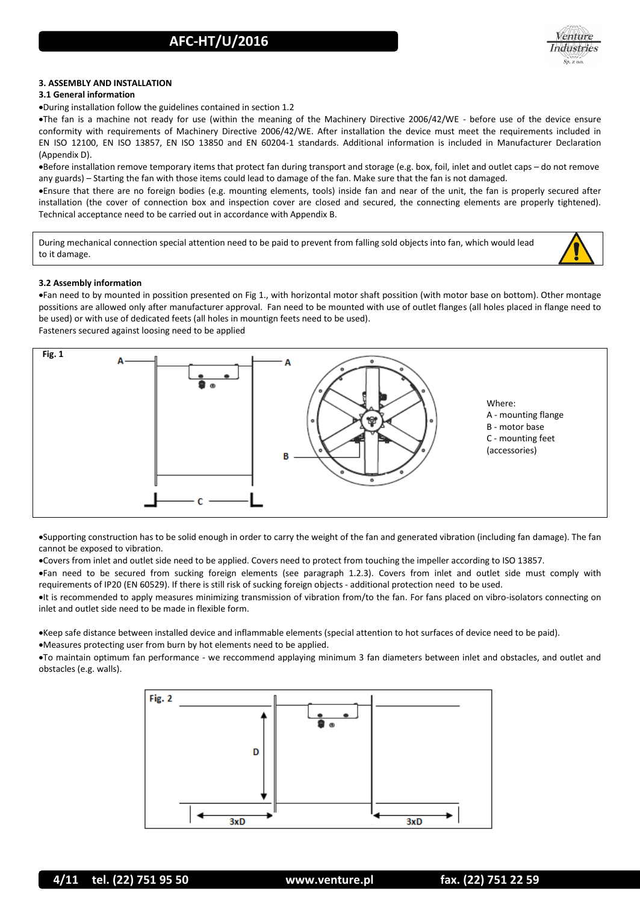### 3. ASSEMBLY AND INSTALLATION

#### 3.1 General information

- During installation follow the guidelines contained in section 1.2
- The fan is a machine not ready for use (within the meaning of the Machinery Directive 2006/42/WE - before use of the device ensure conformity with requirements of Machinery Directive 2006/42/WE. After installation the device must meet the requirements included in EN ISO 12100, EN ISO 13857, EN ISO 13850 and EN 60204-1 standards. Additional information is included in Manufacturer Declaration (Appendix D).
- Before installation remove temporary items that protect fan during transport and storage (e.g. box, foil, inlet and outlet caps – do not remove any guards) – Starting the fan with those items could lead to damage of the fan. Make sure that the fan is not damaged.
- Ensure that there are no foreign bodies (e.g. mounting elements, tools) inside fan and near of the unit, the fan is properly secured after installation (the cover of connection box and inspection cover are closed and secured, the connecting elements are properly tightened). Technical acceptance need to be carried out in accordance with Appendix B.

During mechanical connection special attention need to be paid to prevent from falling sold objects into fan, which would lead to it damage.

#### 3.2 Assembly information

- Fan need to by mounted in possition presented on Fig 1., with horizontal motor shaft possition (with motor base on bottom). Other montage possitions are allowed only after manufacturer approval. Fan need to be mounted with use of outlet flanges (all holes placed in flange need to be used) or with use of dedicated feets (all holes in mountign feets need to be used).

Fasteners secured against loosing need to be applied

Fig. 1

Where:
A - mounting flange
B - motor base
C - mounting feet (accessories)

- Supporting construction has to be solid enough in order to carry the weight of the fan and generated vibration (including fan damage). The fan cannot be exposed to vibration.
- Covers from inlet and outlet side need to be applied. Covers need to protect from touching the impeller according to ISO 13857.
- Fan need to be secured from sucking foreign elements (see paragraph 1.2.3). Covers from inlet and outlet side must comply with requirements of IP20 (EN 60529). If there is still risk of sucking foreign objects - additional protection need to be used.
- It is recommended to apply measures minimizing transmission of vibration from/to the fan. For fans placed on vibro-isolators connecting on inlet and outlet side need to be made in flexible form.

- Keep safe distance between installed device and inflammable elements (special attention to hot surfaces of device need to be paid).
- Measures protecting user from burn by hot elements need to be applied.
- To maintain optimum fan performance - we reccommend applaying minimum 3 fan diameters between inlet and obstacles, and outlet and obstacles (e.g. walls).

Fig. 2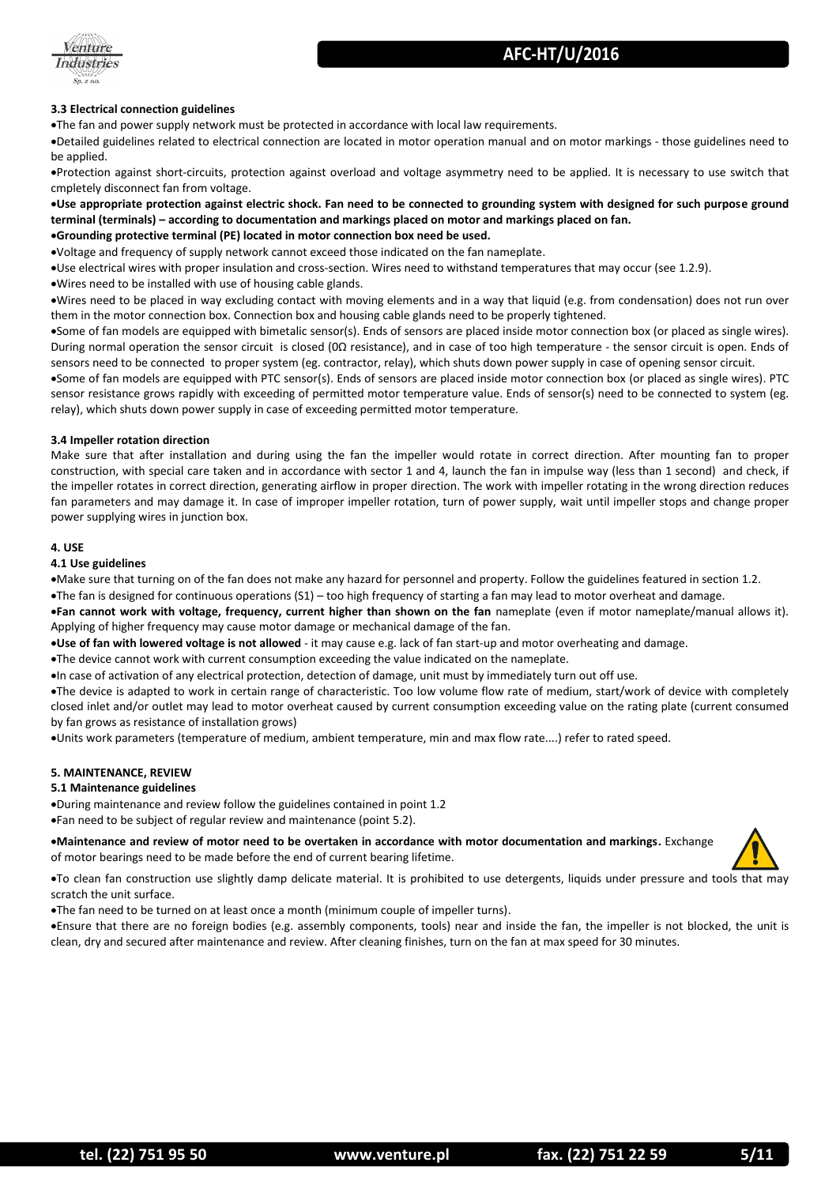### 3.3 Electrical connection guidelines

- The fan and power supply network must be protected in accordance with local law requirements.
- Detailed guidelines related to electrical connection are located in motor operation manual and on motor markings - those guidelines need to be applied.
- Protection against short-circuits, protection against overload and voltage asymmetry need to be applied. It is necessary to use switch that cmpletely disconnect fan from voltage.
- **Use appropriate protection against electric shock. Fan need to be connected to grounding system with designed for such purpose ground terminal (terminals) – according to documentation and markings placed on motor and markings placed on fan.**
- **Grounding protective terminal (PE) located in motor connection box need be used.**
- Voltage and frequency of supply network cannot exceed those indicated on the fan nameplate.
- Use electrical wires with proper insulation and cross-section. Wires need to withstand temperatures that may occur (see 1.2.9).
- Wires need to be installed with use of housing cable glands.
- Wires need to be placed in way excluding contact with moving elements and in a way that liquid (e.g. from condensation) does not run over them in the motor connection box. Connection box and housing cable glands need to be properly tightened.
- Some of fan models are equipped with bimetalic sensor(s). Ends of sensors are placed inside motor connection box (or placed as single wires). During normal operation the sensor circuit is closed (0Ω resistance), and in case of too high temperature - the sensor circuit is open. Ends of sensors need to be connected to proper system (eg. contractor, relay), which shuts down power supply in case of opening sensor circuit.
- Some of fan models are equipped with PTC sensor(s). Ends of sensors are placed inside motor connection box (or placed as single wires). PTC sensor resistance grows rapidly with exceeding of permitted motor temperature value. Ends of sensor(s) need to be connected to system (eg. relay), which shuts down power supply in case of exceeding permitted motor temperature.

### 3.4 Impeller rotation direction

Make sure that after installation and during using the fan the impeller would rotate in correct direction. After mounting fan to proper construction, with special care taken and in accordance with sector 1 and 4, launch the fan in impulse way (less than 1 second) and check, if the impeller rotates in correct direction, generating airflow in proper direction. The work with impeller rotating in the wrong direction reduces fan parameters and may damage it. In case of improper impeller rotation, turn of power supply, wait until impeller stops and change proper power supplying wires in junction box.

## 4. USE

### 4.1 Use guidelines

- Make sure that turning on of the fan does not make any hazard for personnel and property. Follow the guidelines featured in section 1.2.
- The fan is designed for continuous operations (S1) – too high frequency of starting a fan may lead to motor overheat and damage.
- **Fan cannot work with voltage, frequency, current higher than shown on the fan** nameplate (even if motor nameplate/manual allows it). Applying of higher frequency may cause motor damage or mechanical damage of the fan.
- **Use of fan with lowered voltage is not allowed** - it may cause e.g. lack of fan start-up and motor overheating and damage.
- The device cannot work with current consumption exceeding the value indicated on the nameplate.
- In case of activation of any electrical protection, detection of damage, unit must by immediately turn out off use.
- The device is adapted to work in certain range of characteristic. Too low volume flow rate of medium, start/work of device with completely closed inlet and/or outlet may lead to motor overheat caused by current consumption exceeding value on the rating plate (current consumed by fan grows as resistance of installation grows)
- Units work parameters (temperature of medium, ambient temperature, min and max flow rate....) refer to rated speed.

## 5. MAINTENANCE, REVIEW

### 5.1 Maintenance guidelines

- During maintenance and review follow the guidelines contained in point 1.2
- Fan need to be subject of regular review and maintenance (point 5.2).
- **Maintenance and review of motor need to be overtaken in accordance with motor documentation and markings.** Exchange of motor bearings need to be made before the end of current bearing lifetime.
- To clean fan construction use slightly damp delicate material. It is prohibited to use detergents, liquids under pressure and tools that may scratch the unit surface.
- The fan need to be turned on at least once a month (minimum couple of impeller turns).
- Ensure that there are no foreign bodies (e.g. assembly components, tools) near and inside the fan, the impeller is not blocked, the unit is clean, dry and secured after maintenance and review. After cleaning finishes, turn on the fan at max speed for 30 minutes.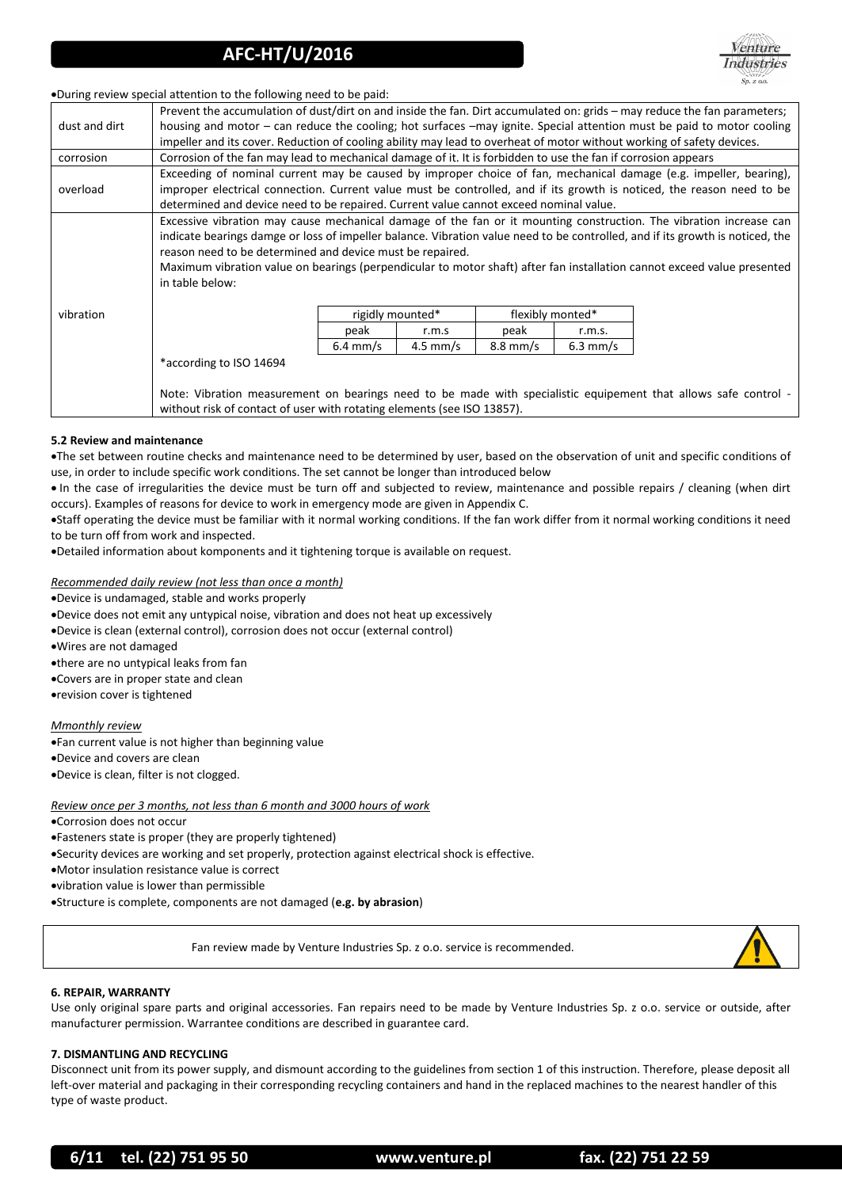- During review special attention to the following need to be paid:

| | |
|---|---|
| dust and dirt | Prevent the accumulation of dust/dirt on and inside the fan. Dirt accumulated on: grids – may reduce the fan parameters; housing and motor – can reduce the cooling; hot surfaces –may ignite. Special attention must be paid to motor cooling impeller and its cover. Reduction of cooling ability may lead to overheat of motor without working of safety devices. |
| corrosion | Corrosion of the fan may lead to mechanical damage of it. It is forbidden to use the fan if corrosion appears |
| overload | Exceeding of nominal current may be caused by improper choice of fan, mechanical damage (e.g. impeller, bearing), improper electrical connection. Current value must be controlled, and if its growth is noticed, the reason need to be determined and device need to be repaired. Current value cannot exceed nominal value. |
| vibration | Excessive vibration may cause mechanical damage of the fan or it mounting construction. The vibration increase can indicate bearings damge or loss of impeller balance. Vibration value need to be controlled, and if its growth is noticed, the reason need to be determined and device must be repaired.<br>Maximum vibration value on bearings (perpendicular to motor shaft) after fan installation cannot exceed value presented in table below:<br><br>rigidly mounted*: peak 6.4 mm/s, r.m.s 4.5 mm/s<br>flexibly monted*: peak 8.8 mm/s, r.m.s. 6.3 mm/s<br><br>*according to ISO 14694<br><br>Note: Vibration measurement on bearings need to be made with specialistic equipement that allows safe control - without risk of contact of user with rotating elements (see ISO 13857). |

| rigidly mounted* | | flexibly monted* | |
|---|---|---|---|
| peak | r.m.s | peak | r.m.s. |
| 6.4 mm/s | 4.5 mm/s | 8.8 mm/s | 6.3 mm/s |

#### 5.2 Review and maintenance

- The set between routine checks and maintenance need to be determined by user, based on the observation of unit and specific conditions of use, in order to include specific work conditions. The set cannot be longer than introduced below
- In the case of irregularities the device must be turn off and subjected to review, maintenance and possible repairs / cleaning (when dirt occurs). Examples of reasons for device to work in emergency mode are given in Appendix C.
- Staff operating the device must be familiar with it normal working conditions. If the fan work differ from it normal working conditions it need to be turn off from work and inspected.
- Detailed information about komponents and it tightening torque is available on request.

*Recommended daily review (not less than once a month)*

- Device is undamaged, stable and works properly
- Device does not emit any untypical noise, vibration and does not heat up excessively
- Device is clean (external control), corrosion does not occur (external control)
- Wires are not damaged
- there are no untypical leaks from fan
- Covers are in proper state and clean
- revision cover is tightened

*Mmonthly review*

- Fan current value is not higher than beginning value
- Device and covers are clean
- Device is clean, filter is not clogged.

*Review once per 3 months, not less than 6 month and 3000 hours of work*

- Corrosion does not occur
- Fasteners state is proper (they are properly tightened)
- Security devices are working and set properly, protection against electrical shock is effective.
- Motor insulation resistance value is correct
- vibration value is lower than permissible
- Structure is complete, components are not damaged (**e.g. by abrasion**)

Fan review made by Venture Industries Sp. z o.o. service is recommended.

#### 6. REPAIR, WARRANTY

Use only original spare parts and original accessories. Fan repairs need to be made by Venture Industries Sp. z o.o. service or outside, after manufacturer permission. Warrantee conditions are described in guarantee card.

#### 7. DISMANTLING AND RECYCLING

Disconnect unit from its power supply, and dismount according to the guidelines from section 1 of this instruction. Therefore, please deposit all left-over material and packaging in their corresponding recycling containers and hand in the replaced machines to the nearest handler of this type of waste product.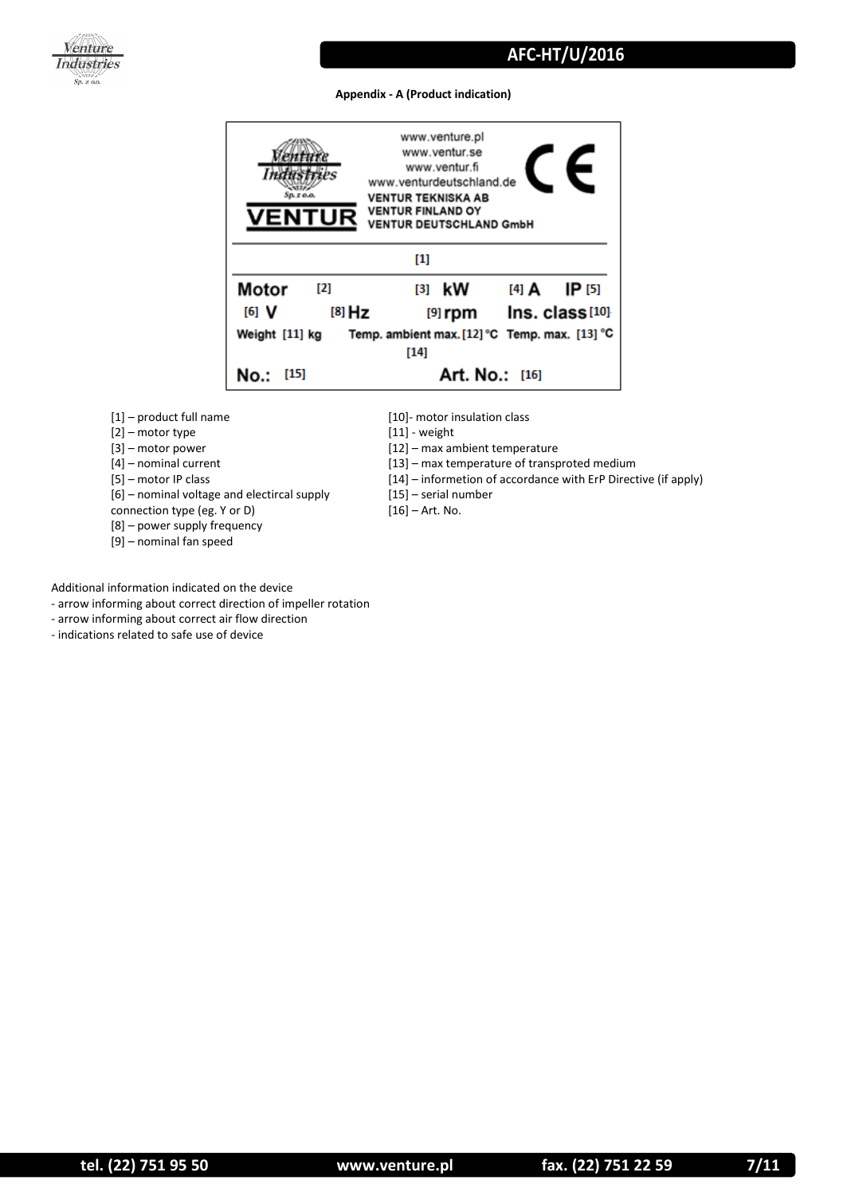**Appendix - A (Product indication)**

| www.venture.pl<br>www.ventur.se<br>www.ventur.fi<br>www.venturdeutschland.de<br>VENTUR TEKNISKA AB<br>VENTUR FINLAND OY<br>VENTUR DEUTSCHLAND GmbH | | | |
|---|---|---|---|
| [1] | | | |
| Motor [2] | [3] kW | [4] A | IP [5] |
| [6] V | [8] Hz | [9] rpm | Ins. class [10] |
| Weight [11] kg | Temp. ambient max. [12] °C | Temp. max. [13] °C | |
| | [14] | | |
| No.: [15] | | Art. No.: [16] | |

[1] – product full name
[2] – motor type
[3] – motor power
[4] – nominal current
[5] – motor IP class
[6] – nominal voltage and electircal supply connection type (eg. Y or D)
[8] – power supply frequency
[9] – nominal fan speed
[10]- motor insulation class
[11] - weight
[12] – max ambient temperature
[13] – max temperature of transproted medium
[14] – informetion of accordance with ErP Directive (if apply)
[15] – serial number
[16] – Art. No.

Additional information indicated on the device
- arrow informing about correct direction of impeller rotation
- arrow informing about correct air flow direction
- indications related to safe use of device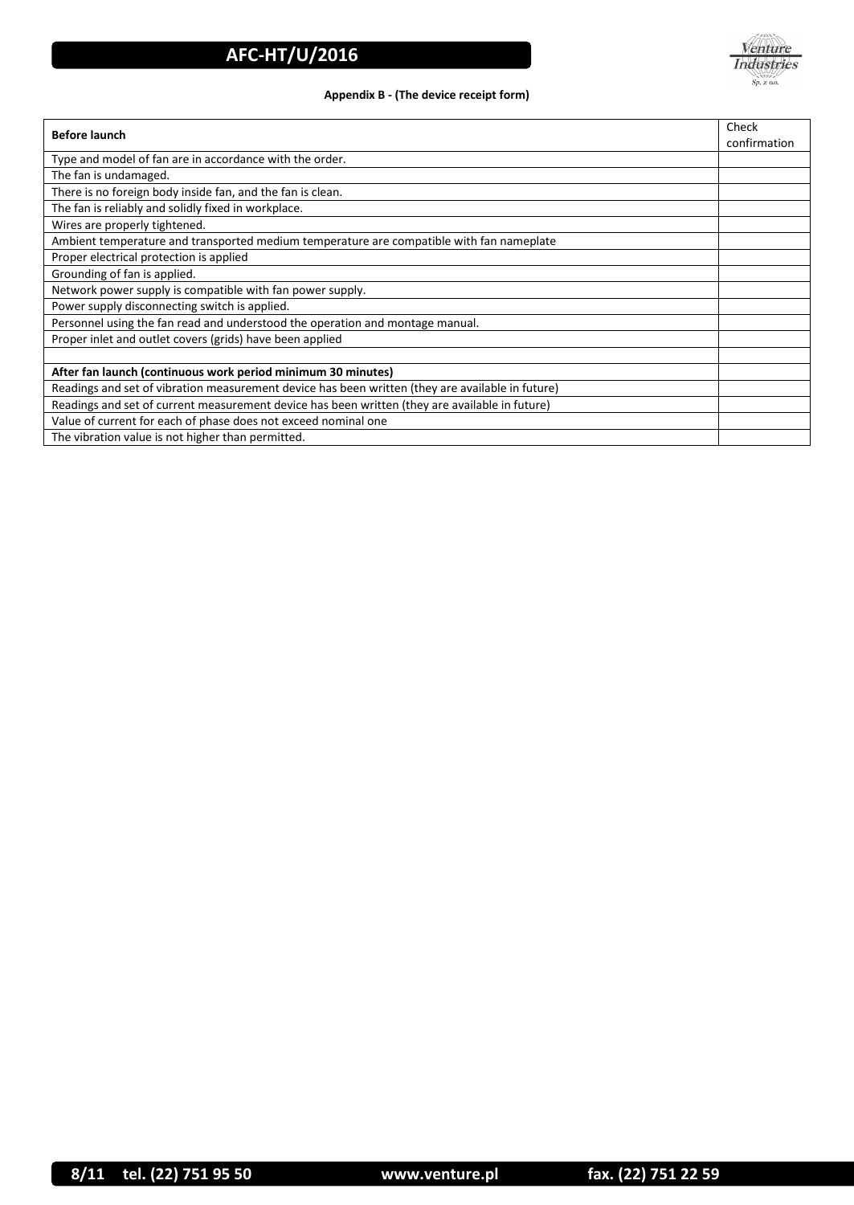**Appendix B - (The device receipt form)**

| **Before launch** | Check confirmation |
|---|---|
| Type and model of fan are in accordance with the order. | |
| The fan is undamaged. | |
| There is no foreign body inside fan, and the fan is clean. | |
| The fan is reliably and solidly fixed in workplace. | |
| Wires are properly tightened. | |
| Ambient temperature and transported medium temperature are compatible with fan nameplate | |
| Proper electrical protection is applied | |
| Grounding of fan is applied. | |
| Network power supply is compatible with fan power supply. | |
| Power supply disconnecting switch is applied. | |
| Personnel using the fan read and understood the operation and montage manual. | |
| Proper inlet and outlet covers (grids) have been applied | |
| | |
| **After fan launch (continuous work period minimum 30 minutes)** | |
| Readings and set of vibration measurement device has been written (they are available in future) | |
| Readings and set of current measurement device has been written (they are available in future) | |
| Value of current for each of phase does not exceed nominal one | |
| The vibration value is not higher than permitted. | |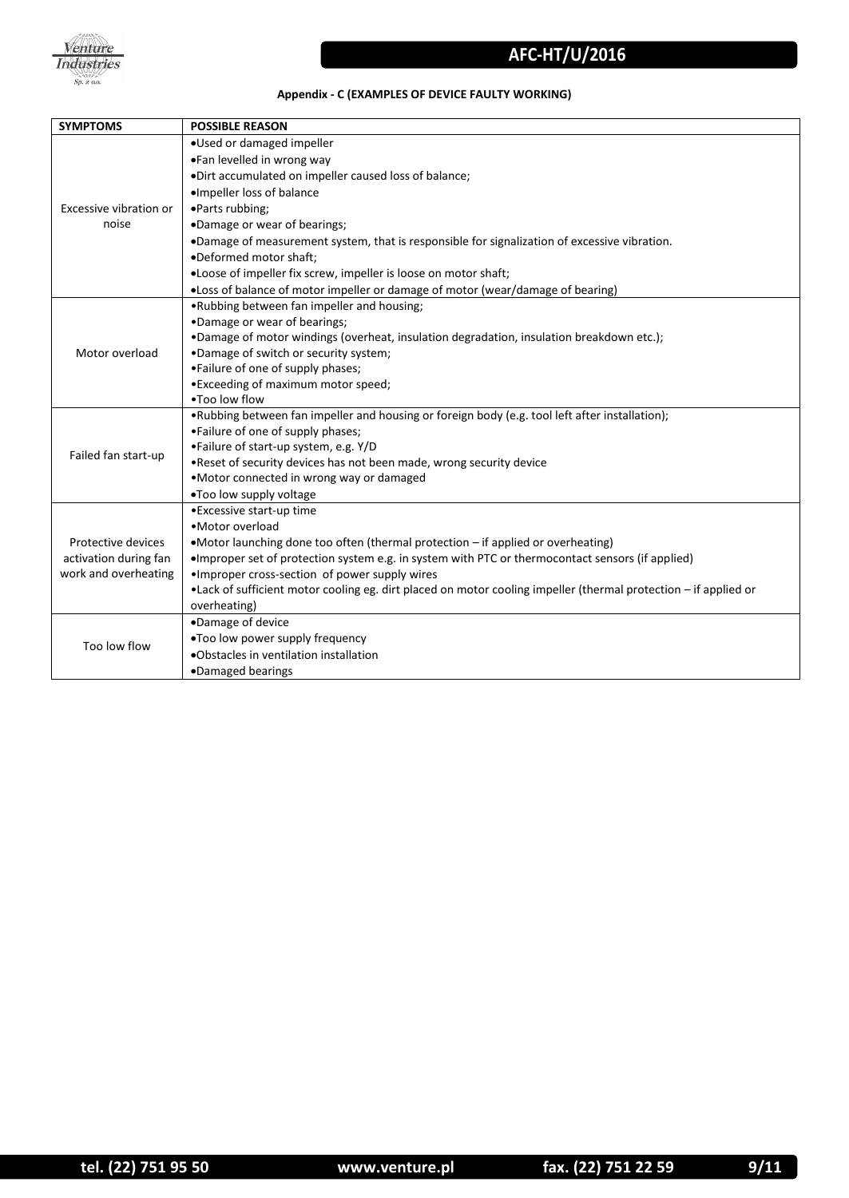**Appendix - C (EXAMPLES OF DEVICE FAULTY WORKING)**

| SYMPTOMS | POSSIBLE REASON |
|---|---|
| Excessive vibration or noise | •Used or damaged impeller<br>•Fan levelled in wrong way<br>•Dirt accumulated on impeller caused loss of balance;<br>•Impeller loss of balance<br>•Parts rubbing;<br>•Damage or wear of bearings;<br>•Damage of measurement system, that is responsible for signalization of excessive vibration.<br>•Deformed motor shaft;<br>•Loose of impeller fix screw, impeller is loose on motor shaft;<br>•Loss of balance of motor impeller or damage of motor (wear/damage of bearing) |
| Motor overload | •Rubbing between fan impeller and housing;<br>•Damage or wear of bearings;<br>•Damage of motor windings (overheat, insulation degradation, insulation breakdown etc.);<br>•Damage of switch or security system;<br>•Failure of one of supply phases;<br>•Exceeding of maximum motor speed;<br>•Too low flow |
| Failed fan start-up | •Rubbing between fan impeller and housing or foreign body (e.g. tool left after installation);<br>•Failure of one of supply phases;<br>•Failure of start-up system, e.g. Y/D<br>•Reset of security devices has not been made, wrong security device<br>•Motor connected in wrong way or damaged<br>•Too low supply voltage |
| Protective devices activation during fan work and overheating | •Excessive start-up time<br>•Motor overload<br>•Motor launching done too often (thermal protection – if applied or overheating)<br>•Improper set of protection system e.g. in system with PTC or thermocontact sensors (if applied)<br>•Improper cross-section of power supply wires<br>•Lack of sufficient motor cooling eg. dirt placed on motor cooling impeller (thermal protection – if applied or overheating) |
| Too low flow | •Damage of device<br>•Too low power supply frequency<br>•Obstacles in ventilation installation<br>•Damaged bearings |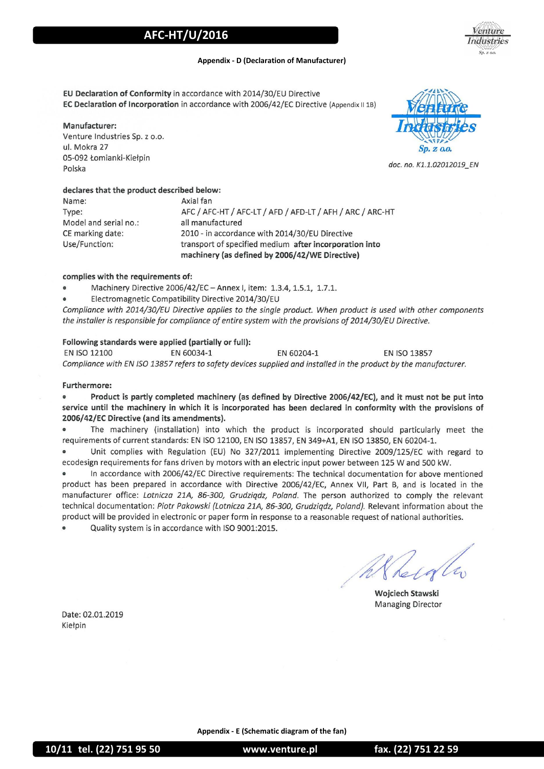**Appendix - D (Declaration of Manufacturer)**

**EU Declaration of Conformity** in accordance with 2014/30/EU Directive
**EC Declaration of Incorporation** in accordance with 2006/42/EC Directive (Appendix II 1B)

**Manufacturer:**
Venture Industries Sp. z o.o.
ul. Mokra 27
05-092 Łomianki-Kiełpin
Polska

*doc. no. K1.1.02012019_EN*

**declares that the product described below:**

| | |
|---|---|
| Name: | Axial fan |
| Type: | AFC / AFC-HT / AFC-LT / AFD / AFD-LT / AFH / ARC / ARC-HT |
| Model and serial no.: | all manufactured |
| CE marking date: | 2010 - in accordance with 2014/30/EU Directive |
| Use/Function: | transport of specified medium **after incorporation into machinery (as defined by 2006/42/WE Directive)** |

**complies with the requirements of:**

- Machinery Directive 2006/42/EC – Annex I, item: 1.3.4, 1.5.1, 1.7.1.
- Electromagnetic Compatibility Directive 2014/30/EU

*Compliance with 2014/30/EU Directive applies to the single product. When product is used with other components the installer is responsible for compliance of entire system with the provisions of 2014/30/EU Directive.*

**Following standards were applied (partially or full):**

EN ISO 12100 EN 60034-1 EN 60204-1 EN ISO 13857

*Compliance with EN ISO 13857 refers to safety devices supplied and installed in the product by the manufacturer.*

**Furthermore:**

- **Product is partly completed machinery (as defined by Directive 2006/42/EC), and it must not be put into service until the machinery in which it is incorporated has been declared in conformity with the provisions of 2006/42/EC Directive (and its amendments).**
- The machinery (installation) into which the product is incorporated should particularly meet the requirements of current standards: EN ISO 12100, EN ISO 13857, EN 349+A1, EN ISO 13850, EN 60204-1.
- Unit complies with Regulation (EU) No 327/2011 implementing Directive 2009/125/EC with regard to ecodesign requirements for fans driven by motors with an electric input power between 125 W and 500 kW.
- In accordance with 2006/42/EC Directive requirements: The technical documentation for above mentioned product has been prepared in accordance with Directive 2006/42/EC, Annex VII, Part B, and is located in the manufacturer office: *Lotnicza 21A, 86-300, Grudziądz, Poland.* The person authorized to comply the relevant technical documentation: *Piotr Pakowski (Lotnicza 21A, 86-300, Grudziądz, Poland).* Relevant information about the product will be provided in electronic or paper form in response to a reasonable request of national authorities.
- Quality system is in accordance with ISO 9001:2015.

**Wojciech Stawski**
Managing Director

Date: 02.01.2019
Kiełpin

**Appendix - E (Schematic diagram of the fan)**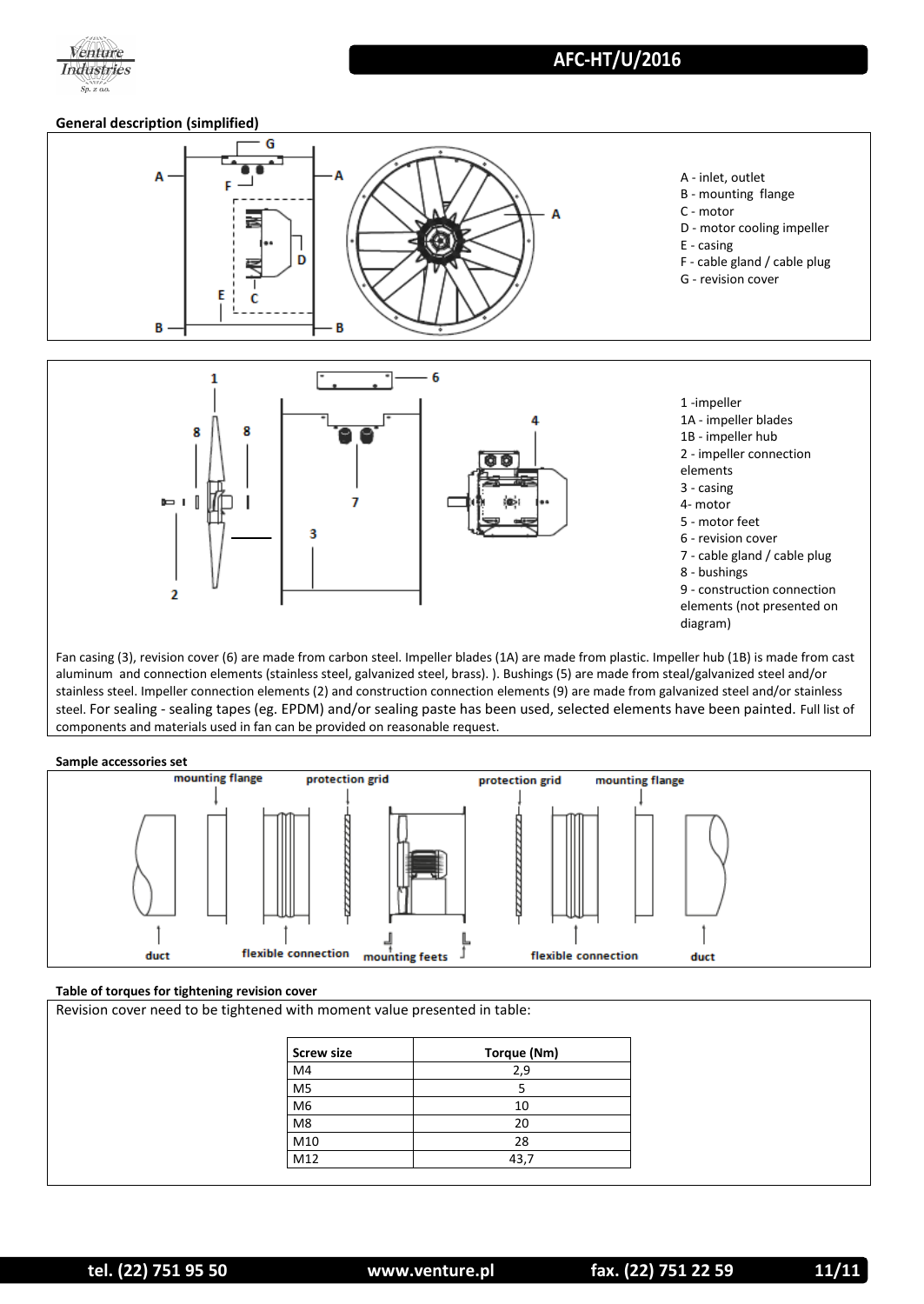## General description (simplified)

A - inlet, outlet
B - mounting flange
C - motor
D - motor cooling impeller
E - casing
F - cable gland / cable plug
G - revision cover

1 -impeller
1A - impeller blades
1B - impeller hub
2 - impeller connection elements
3 - casing
4- motor
5 - motor feet
6 - revision cover
7 - cable gland / cable plug
8 - bushings
9 - construction connection elements (not presented on diagram)

Fan casing (3), revision cover (6) are made from carbon steel. Impeller blades (1A) are made from plastic. Impeller hub (1B) is made from cast aluminum and connection elements (stainless steel, galvanized steel, brass). ). Bushings (5) are made from steal/galvanized steel and/or stainless steel. Impeller connection elements (2) and construction connection elements (9) are made from galvanized steel and/or stainless steel. For sealing - sealing tapes (eg. EPDM) and/or sealing paste has been used, selected elements have been painted. Full list of components and materials used in fan can be provided on reasonable request.

## Sample accessories set

mounting flange
protection grid
protection grid
mounting flange
duct
flexible connection
mounting feets
flexible connection
duct

## Table of torques for tightening revision cover

Revision cover need to be tightened with moment value presented in table:

| Screw size | Torque (Nm) |
|---|---|
| M4 | 2,9 |
| M5 | 5 |
| M6 | 10 |
| M8 | 20 |
| M10 | 28 |
| M12 | 43,7 |